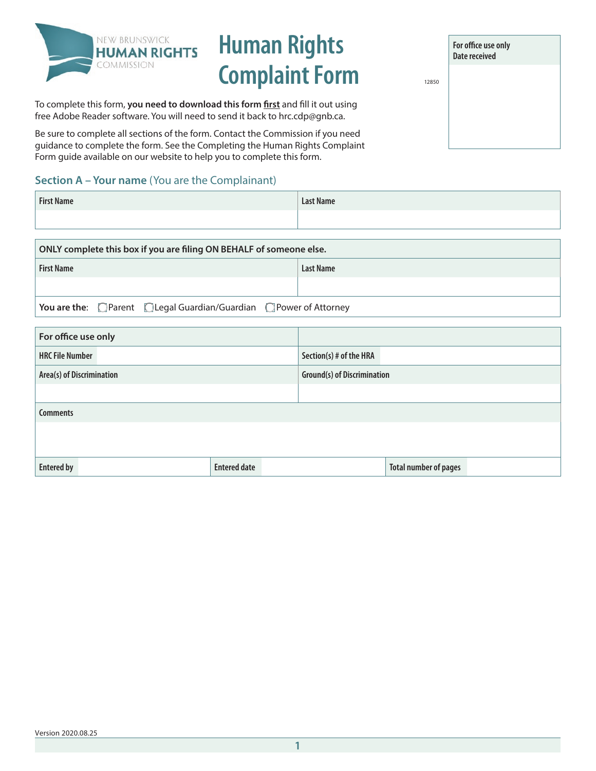NEW BRUNSWICK **HUMAN RIGHTS** COMMISSION

# Human Rights Complaint Form

| For office use only Date received |
| --- |
| |

12850

To complete this form, **you need to download this form first** and fill it out using free Adobe Reader software. You will need to send it back to hrc.cdp@gnb.ca.

Be sure to complete all sections of the form. Contact the Commission if you need guidance to complete the form. See the Completing the Human Rights Complaint Form guide available on our website to help you to complete this form.

## Section A – Your name (You are the Complainant)

| First Name | Last Name |
| --- | --- |
| | |

| ONLY complete this box if you are filing ON BEHALF of someone else. | |
| --- | --- |
| First Name | Last Name |
| | |
| **You are the:** ☐ Parent ☐ Legal Guardian/Guardian ☐ Power of Attorney | |

| For office use only | |
| --- | --- |
| HRC File Number | Section(s) # of the HRA |
| Area(s) of Discrimination | Ground(s) of Discrimination |
| | |
| Comments | |
| | |

| Entered by | | Entered date | | Total number of pages | |
| --- | --- | --- | --- | --- | --- |

Version 2020.08.25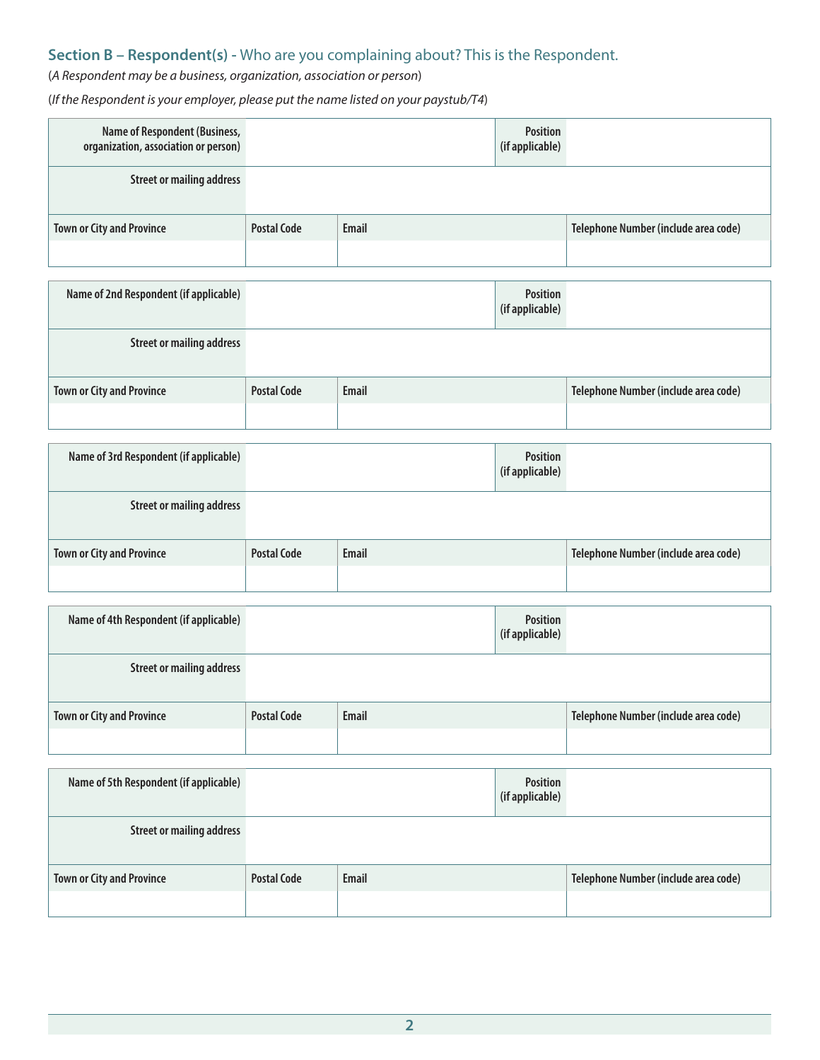## Section B – Respondent(s) - Who are you complaining about? This is the Respondent.

(*A Respondent may be a business, organization, association or person*)

(*If the Respondent is your employer, please put the name listed on your paystub/T4*)

| Name of Respondent (Business, organization, association or person) | | | Position (if applicable) | |
|---|---|---|---|---|
| Street or mailing address | | | | |
| Town or City and Province | Postal Code | Email | | Telephone Number (include area code) |
| | | | | |

| Name of 2nd Respondent (if applicable) | | | Position (if applicable) | |
|---|---|---|---|---|
| Street or mailing address | | | | |
| Town or City and Province | Postal Code | Email | | Telephone Number (include area code) |
| | | | | |

| Name of 3rd Respondent (if applicable) | | | Position (if applicable) | |
|---|---|---|---|---|
| Street or mailing address | | | | |
| Town or City and Province | Postal Code | Email | | Telephone Number (include area code) |
| | | | | |

| Name of 4th Respondent (if applicable) | | | Position (if applicable) | |
|---|---|---|---|---|
| Street or mailing address | | | | |
| Town or City and Province | Postal Code | Email | | Telephone Number (include area code) |
| | | | | |

| Name of 5th Respondent (if applicable) | | | Position (if applicable) | |
|---|---|---|---|---|
| Street or mailing address | | | | |
| Town or City and Province | Postal Code | Email | | Telephone Number (include area code) |
| | | | | |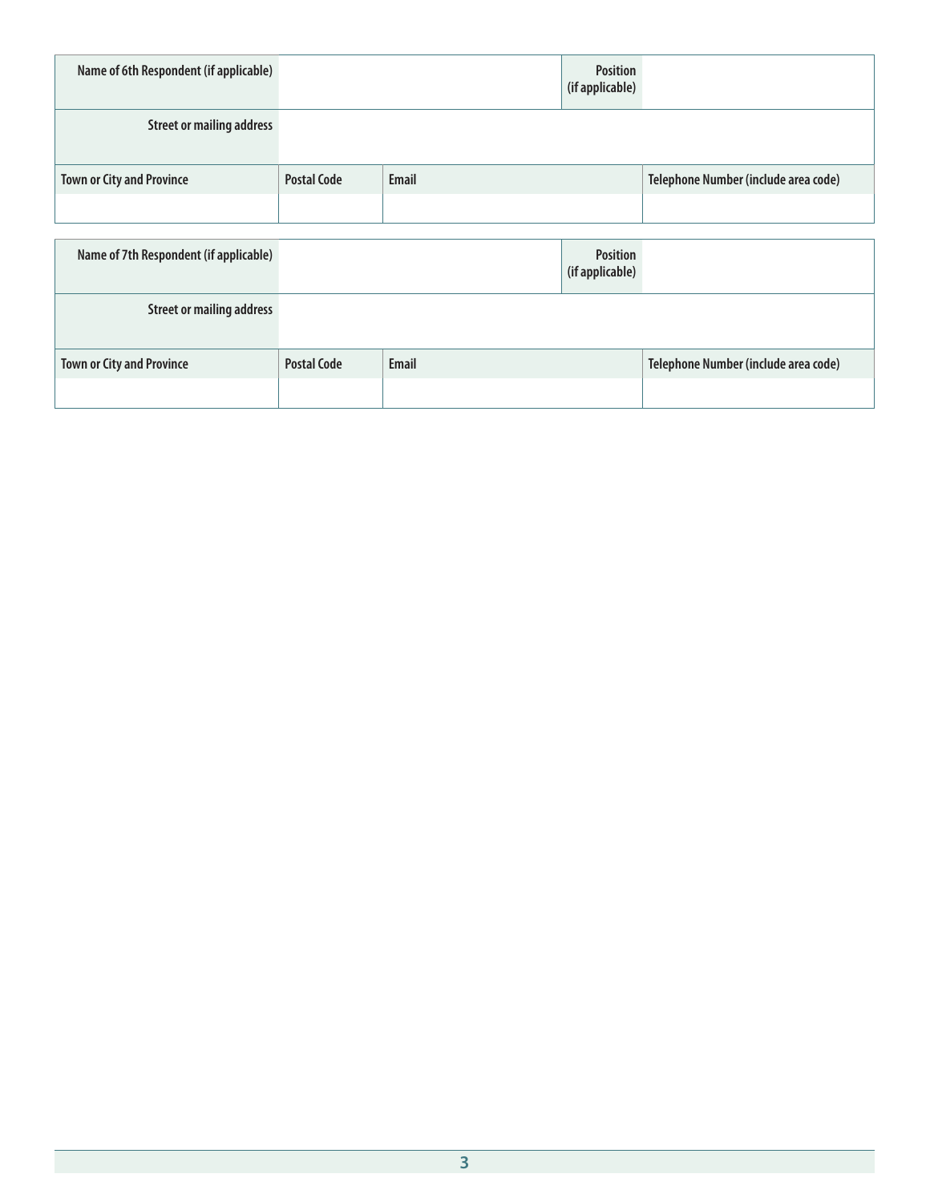| Name of 6th Respondent (if applicable) | | Position (if applicable) | |
|---|---|---|---|
| Street or mailing address | | | |

| Town or City and Province | Postal Code | Email | Telephone Number (include area code) |
|---|---|---|---|
| | | | |

| Name of 7th Respondent (if applicable) | | Position (if applicable) | |
|---|---|---|---|
| Street or mailing address | | | |

| Town or City and Province | Postal Code | Email | Telephone Number (include area code) |
|---|---|---|---|
| | | | |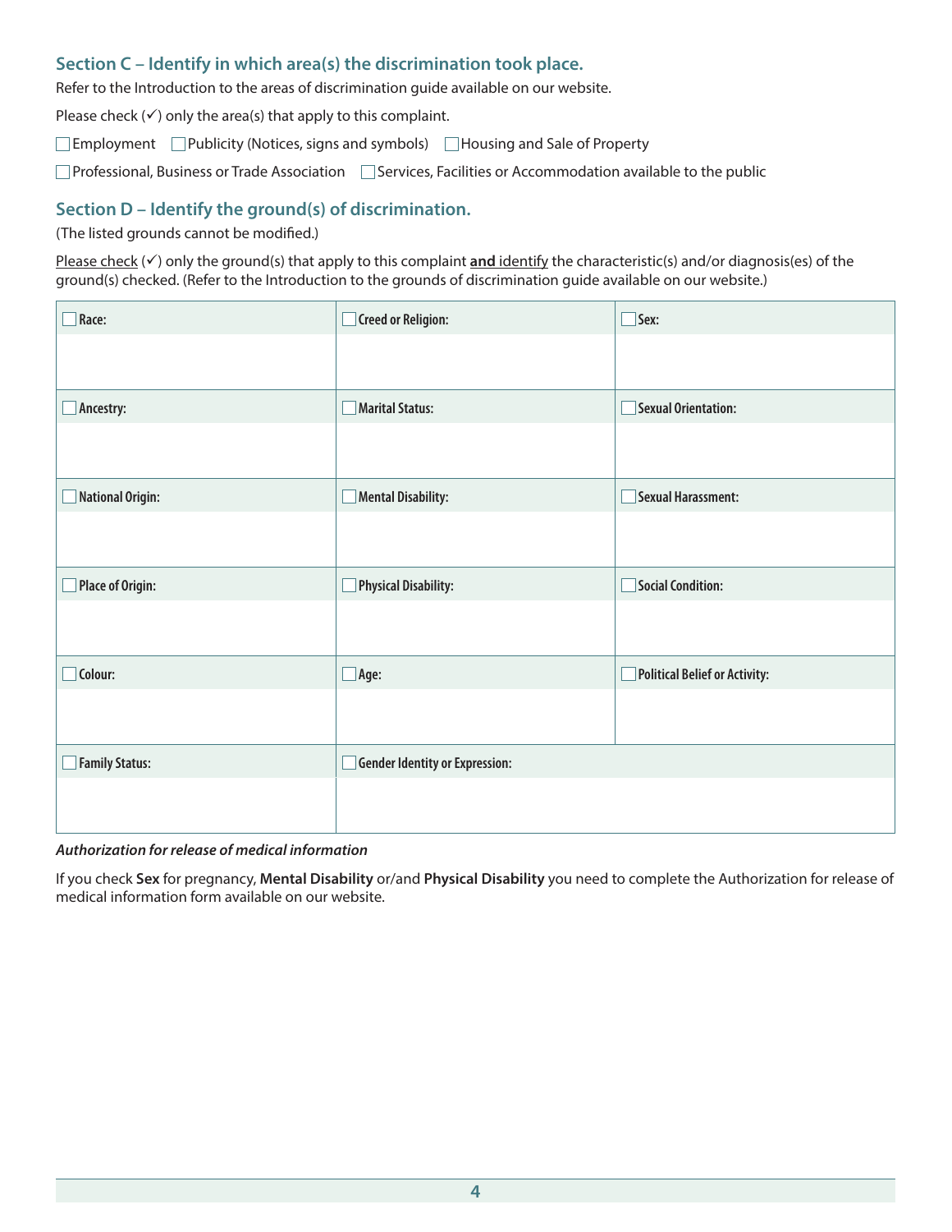### Section C – Identify in which area(s) the discrimination took place.

Refer to the Introduction to the areas of discrimination guide available on our website.

Please check (✓) only the area(s) that apply to this complaint.

☐ Employment ☐ Publicity (Notices, signs and symbols) ☐ Housing and Sale of Property

☐ Professional, Business or Trade Association ☐ Services, Facilities or Accommodation available to the public

### Section D – Identify the ground(s) of discrimination.

(The listed grounds cannot be modified.)

Please check (✓) only the ground(s) that apply to this complaint **and** identify the characteristic(s) and/or diagnosis(es) of the ground(s) checked. (Refer to the Introduction to the grounds of discrimination guide available on our website.)

| ☐ **Race:** | ☐ **Creed or Religion:** | ☐ **Sex:** |
|---|---|---|
| | | |
| ☐ **Ancestry:** | ☐ **Marital Status:** | ☐ **Sexual Orientation:** |
| | | |
| ☐ **National Origin:** | ☐ **Mental Disability:** | ☐ **Sexual Harassment:** |
| | | |
| ☐ **Place of Origin:** | ☐ **Physical Disability:** | ☐ **Social Condition:** |
| | | |
| ☐ **Colour:** | ☐ **Age:** | ☐ **Political Belief or Activity:** |
| | | |
| ☐ **Family Status:** | ☐ **Gender Identity or Expression:** | |
| | | |

***Authorization for release of medical information***

If you check **Sex** for pregnancy, **Mental Disability** or/and **Physical Disability** you need to complete the Authorization for release of medical information form available on our website.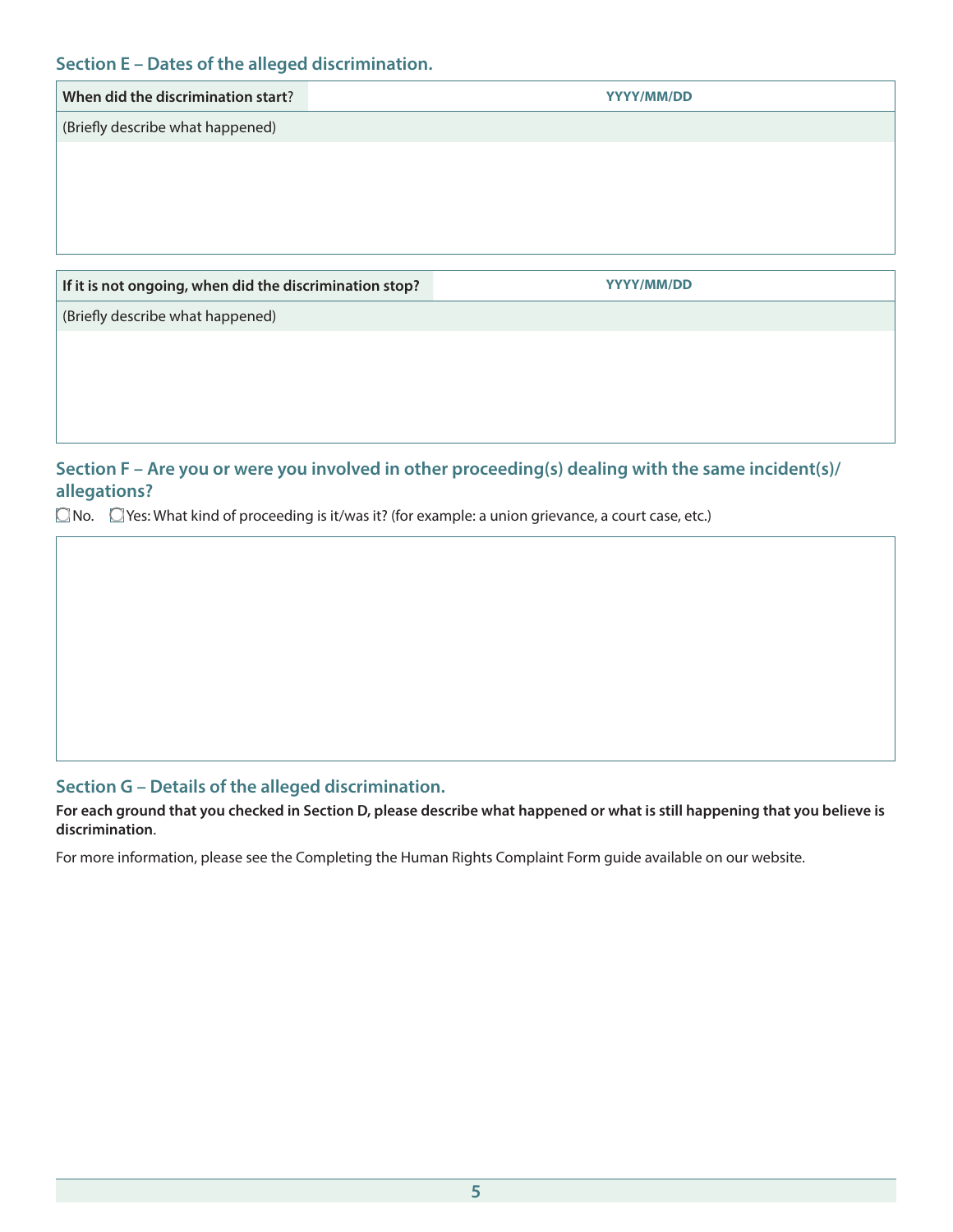## Section E – Dates of the alleged discrimination.

| When did the discrimination start? | YYYY/MM/DD |
|---|---|
| (Briefly describe what happened) | |

| If it is not ongoing, when did the discrimination stop? | YYYY/MM/DD |
|---|---|
| (Briefly describe what happened) | |

## Section F – Are you or were you involved in other proceeding(s) dealing with the same incident(s)/ allegations?

☐ No. ☐ Yes: What kind of proceeding is it/was it? (for example: a union grievance, a court case, etc.)

## Section G – Details of the alleged discrimination.

**For each ground that you checked in Section D, please describe what happened or what is still happening that you believe is discrimination**.

For more information, please see the Completing the Human Rights Complaint Form guide available on our website.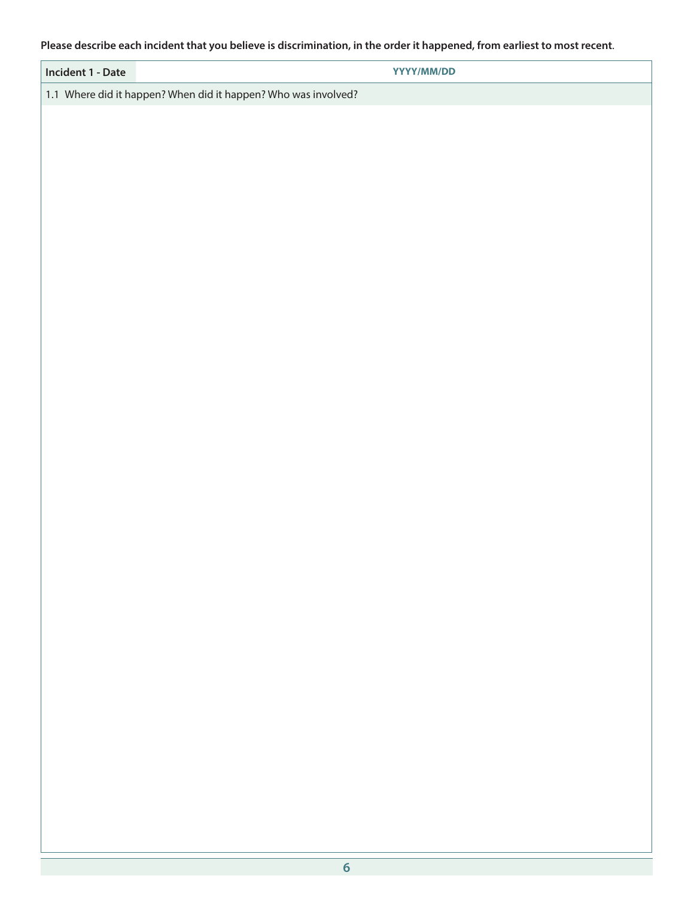**Please describe each incident that you believe is discrimination, in the order it happened, from earliest to most recent.**

| **Incident 1 - Date** | **YYYY/MM/DD** |
| --- | --- |
| 1.1 Where did it happen? When did it happen? Who was involved? | |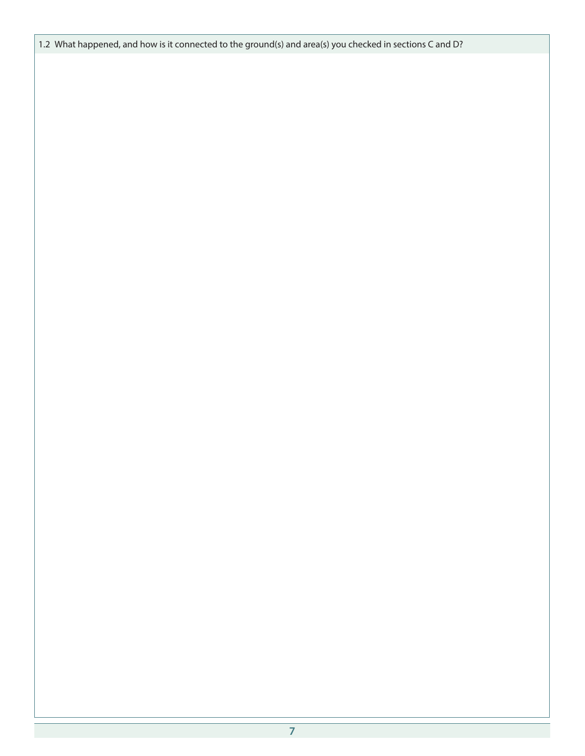1.2 What happened, and how is it connected to the ground(s) and area(s) you checked in sections C and D?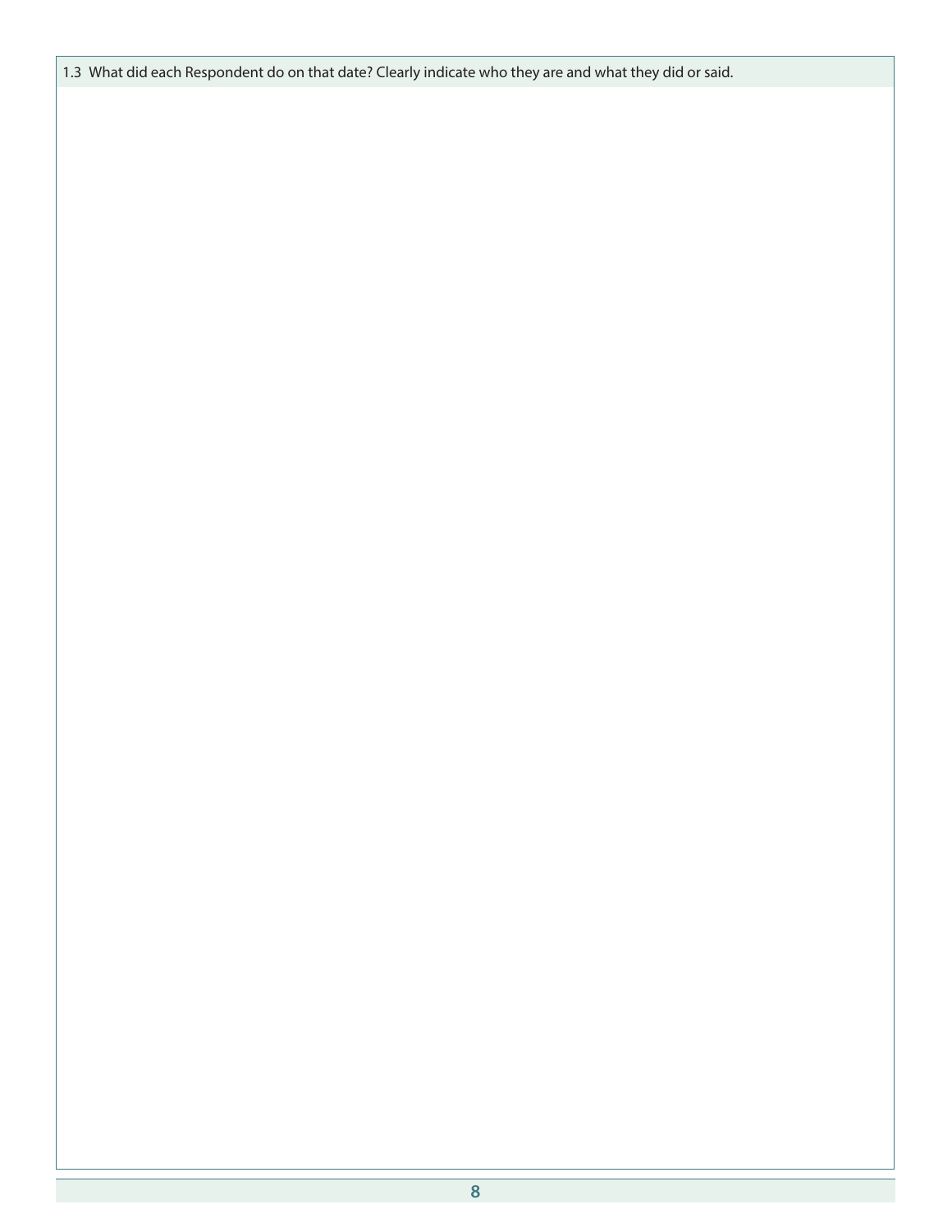1.3 What did each Respondent do on that date? Clearly indicate who they are and what they did or said.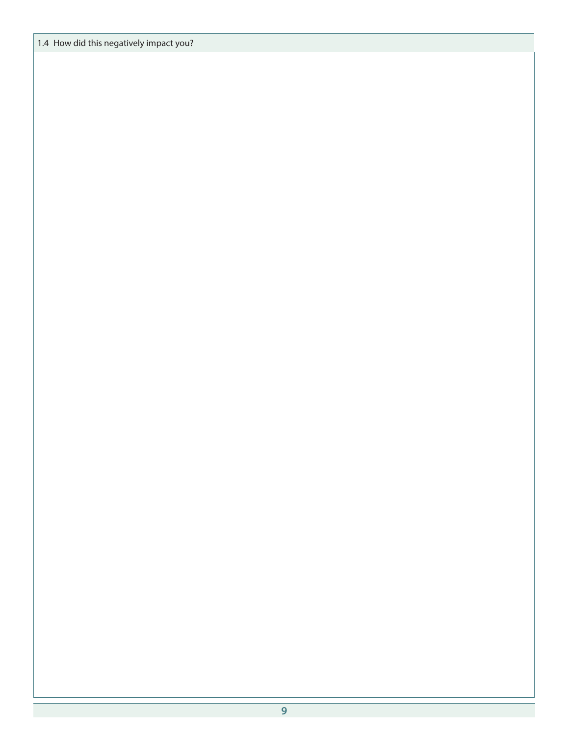1.4 How did this negatively impact you?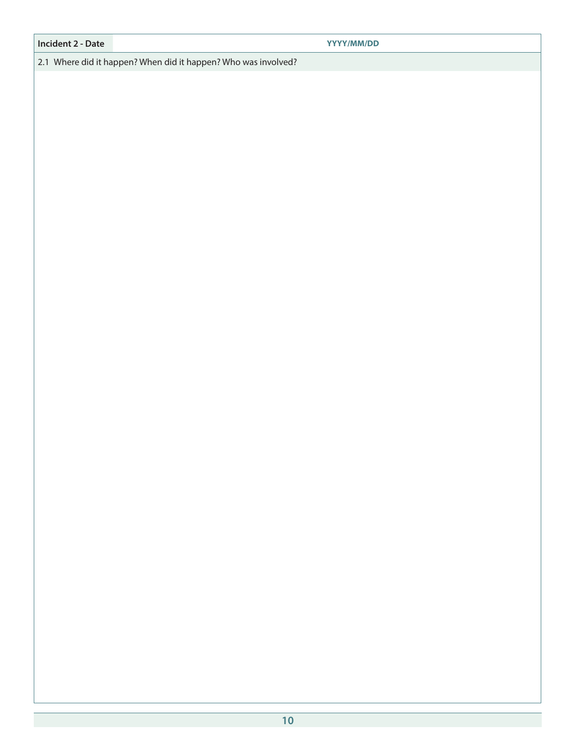| Incident 2 - Date | YYYY/MM/DD |
| --- | --- |

2.1 Where did it happen? When did it happen? Who was involved?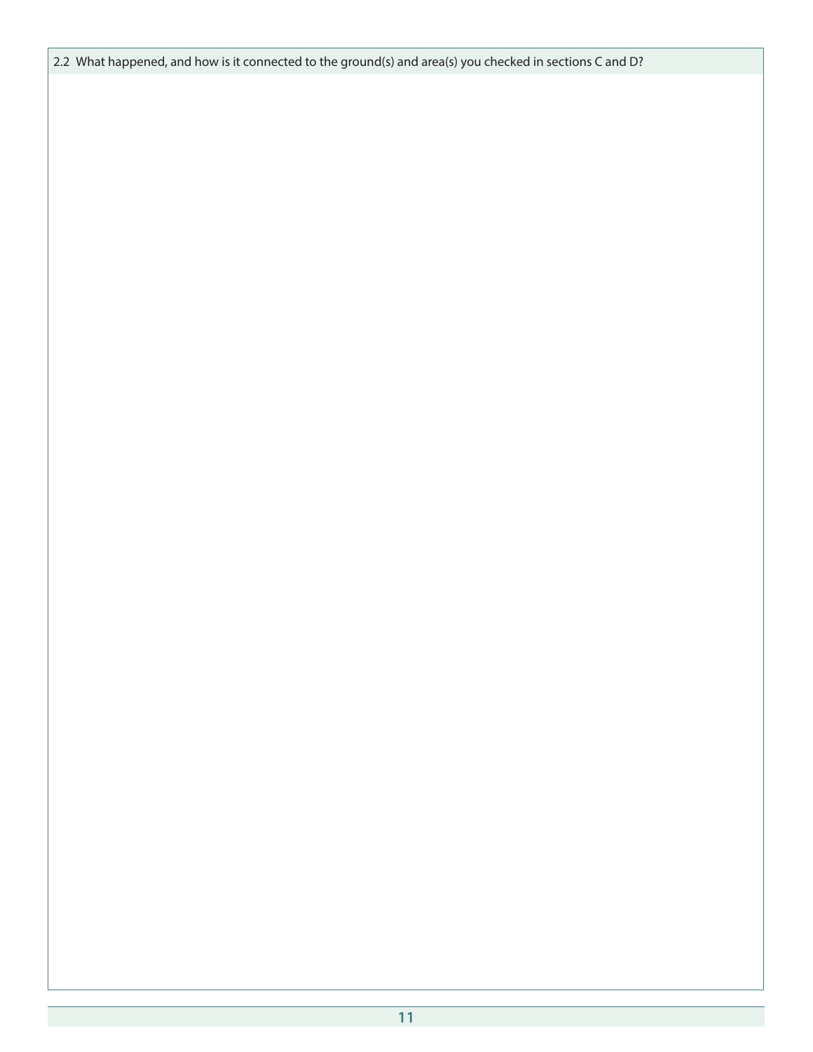2.2 What happened, and how is it connected to the ground(s) and area(s) you checked in sections C and D?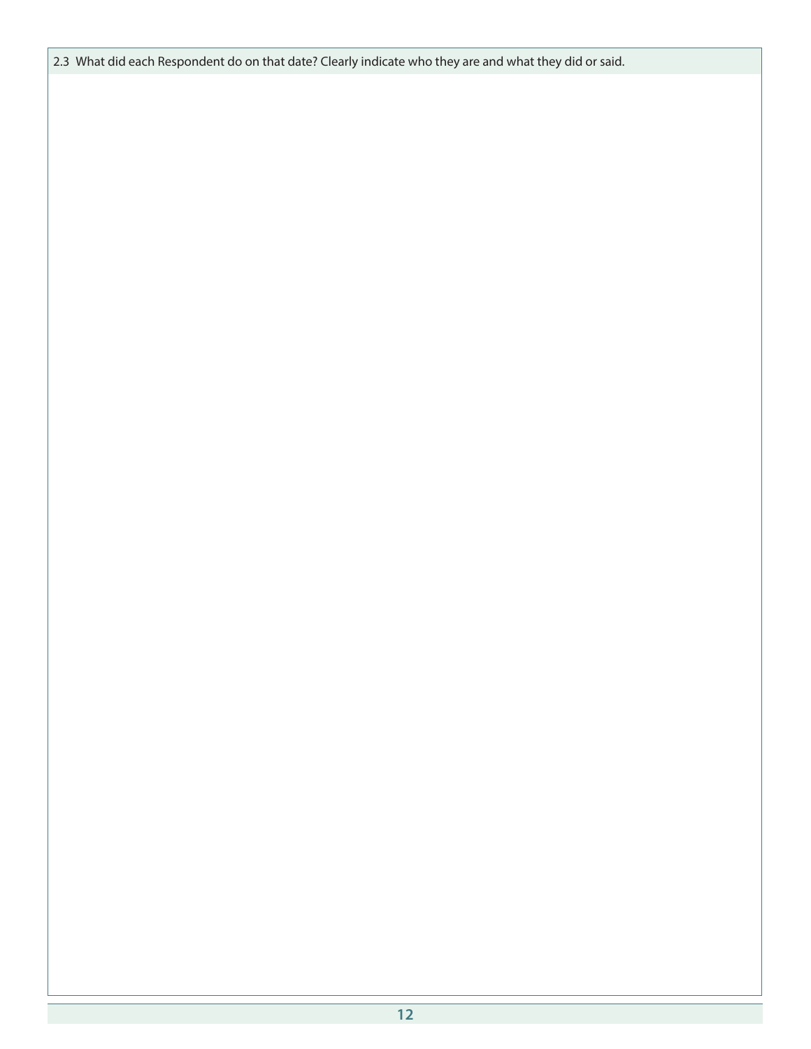2.3 What did each Respondent do on that date? Clearly indicate who they are and what they did or said.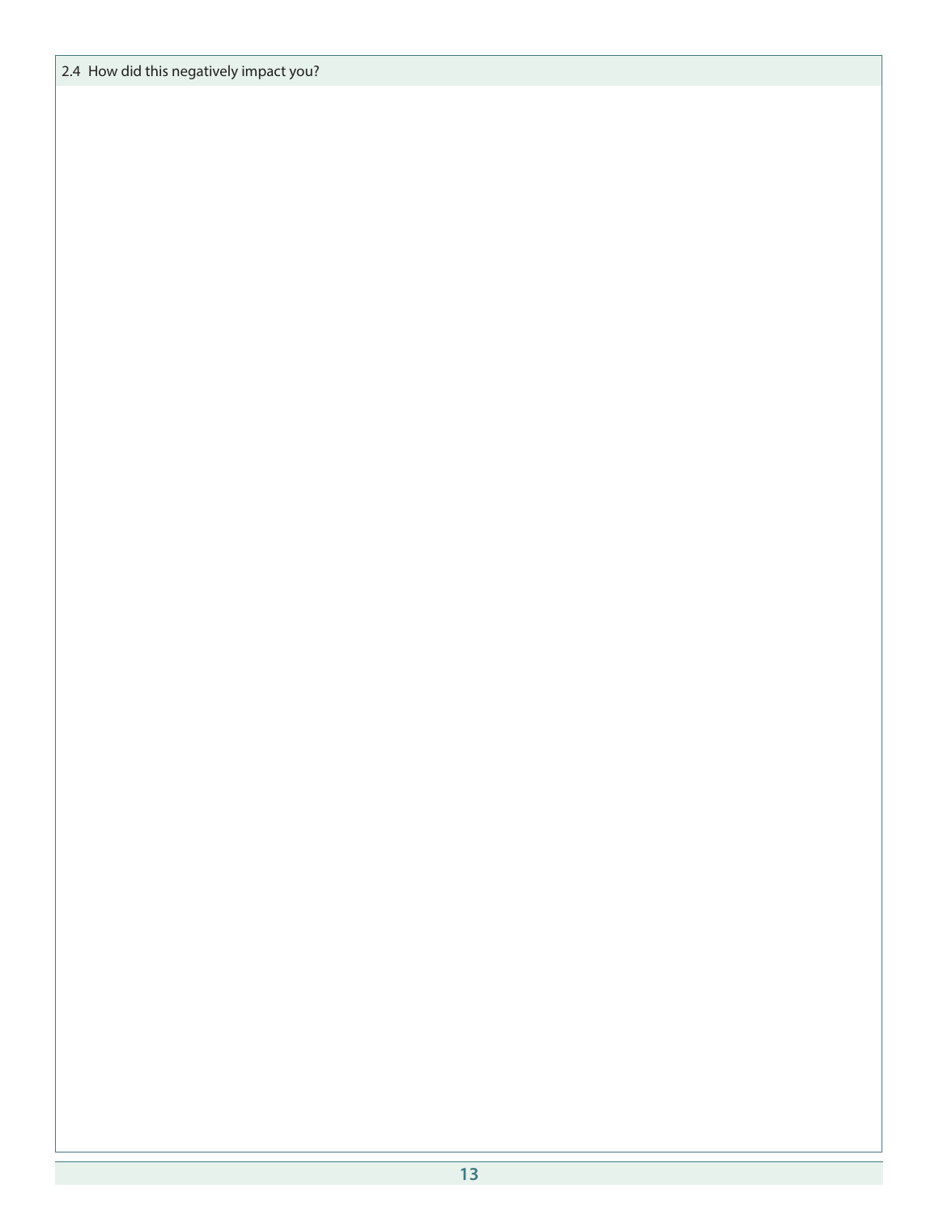2.4 How did this negatively impact you?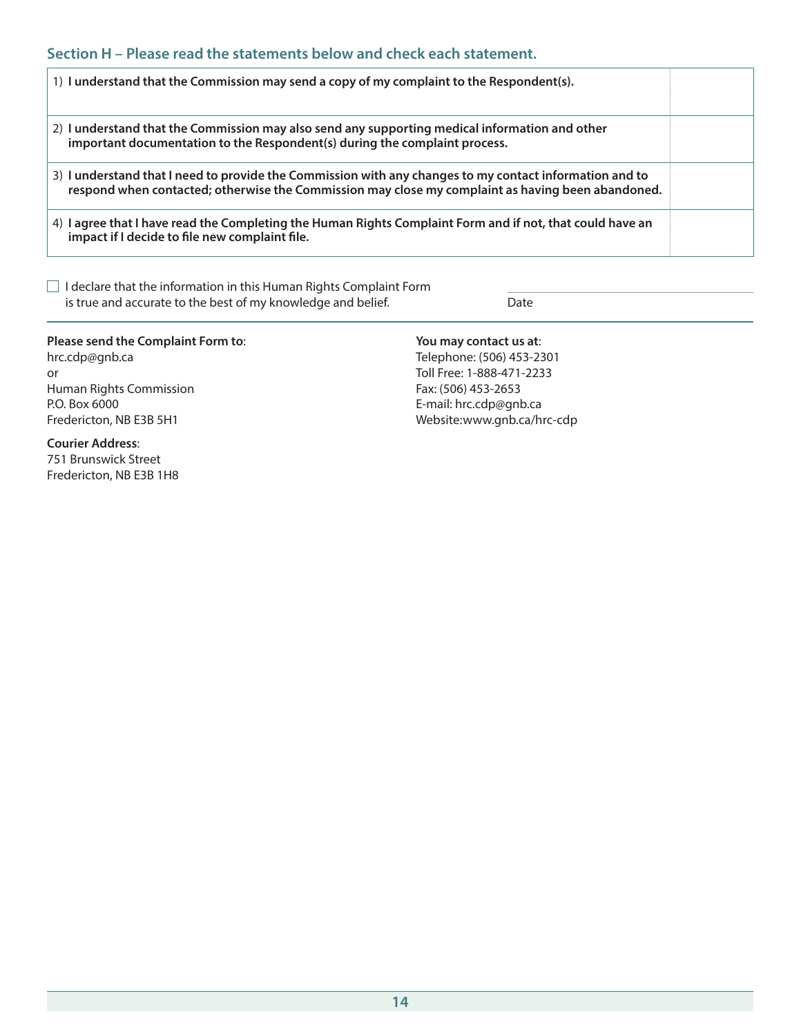## Section H – Please read the statements below and check each statement.

| | |
|---|---|
| 1) **I understand that the Commission may send a copy of my complaint to the Respondent(s).** | |
| 2) **I understand that the Commission may also send any supporting medical information and other important documentation to the Respondent(s) during the complaint process.** | |
| 3) **I understand that I need to provide the Commission with any changes to my contact information and to respond when contacted; otherwise the Commission may close my complaint as having been abandoned.** | |
| 4) **I agree that I have read the Completing the Human Rights Complaint Form and if not, that could have an impact if I decide to file new complaint file.** | |

☐ I declare that the information in this Human Rights Complaint Form is true and accurate to the best of my knowledge and belief.

Date

**Please send the Complaint Form to**:
hrc.cdp@gnb.ca
or
Human Rights Commission
P.O. Box 6000
Fredericton, NB E3B 5H1

**Courier Address**:
751 Brunswick Street
Fredericton, NB E3B 1H8

**You may contact us at**:
Telephone: (506) 453-2301
Toll Free: 1-888-471-2233
Fax: (506) 453-2653
E-mail: hrc.cdp@gnb.ca
Website:www.gnb.ca/hrc-cdp